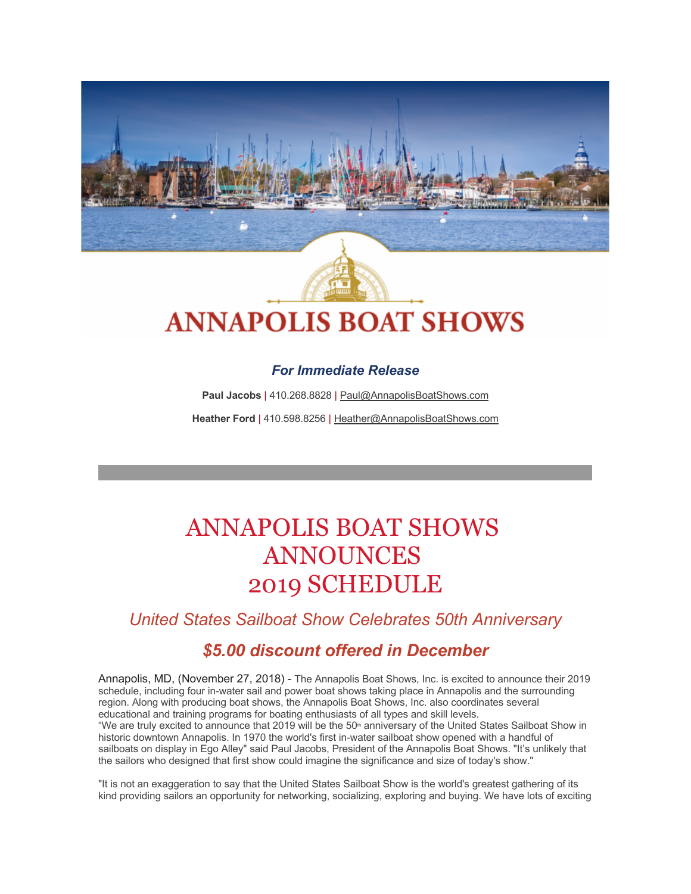# ANNAPOLIS BOAT SHOWS

***For Immediate Release***

**Paul Jacobs** | 410.268.8828 | Paul@AnnapolisBoatShows.com

**Heather Ford** | 410.598.8256 | Heather@AnnapolisBoatShows.com

# ANNAPOLIS BOAT SHOWS ANNOUNCES 2019 SCHEDULE

## *United States Sailboat Show Celebrates 50th Anniversary*

## ***$5.00 discount offered in December***

Annapolis, MD, (November 27, 2018) - The Annapolis Boat Shows, Inc. is excited to announce their 2019 schedule, including four in-water sail and power boat shows taking place in Annapolis and the surrounding region. Along with producing boat shows, the Annapolis Boat Shows, Inc. also coordinates several educational and training programs for boating enthusiasts of all types and skill levels.

"We are truly excited to announce that 2019 will be the 50th anniversary of the United States Sailboat Show in historic downtown Annapolis. In 1970 the world's first in-water sailboat show opened with a handful of sailboats on display in Ego Alley" said Paul Jacobs, President of the Annapolis Boat Shows. "It's unlikely that the sailors who designed that first show could imagine the significance and size of today's show."

"It is not an exaggeration to say that the United States Sailboat Show is the world's greatest gathering of its kind providing sailors an opportunity for networking, socializing, exploring and buying. We have lots of exciting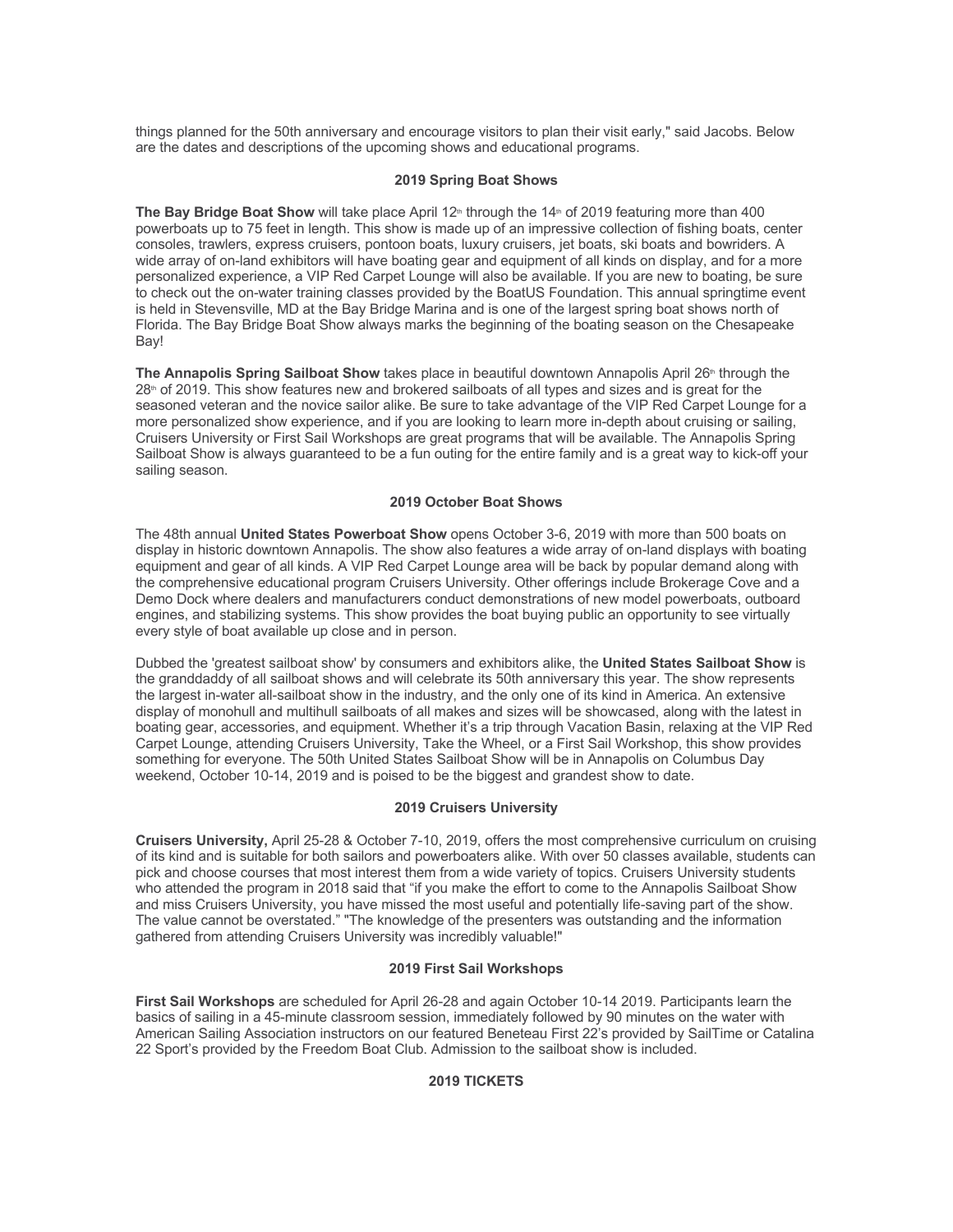things planned for the 50th anniversary and encourage visitors to plan their visit early," said Jacobs. Below are the dates and descriptions of the upcoming shows and educational programs.

## 2019 Spring Boat Shows

**The Bay Bridge Boat Show** will take place April 12th through the 14th of 2019 featuring more than 400 powerboats up to 75 feet in length. This show is made up of an impressive collection of fishing boats, center consoles, trawlers, express cruisers, pontoon boats, luxury cruisers, jet boats, ski boats and bowriders. A wide array of on-land exhibitors will have boating gear and equipment of all kinds on display, and for a more personalized experience, a VIP Red Carpet Lounge will also be available. If you are new to boating, be sure to check out the on-water training classes provided by the BoatUS Foundation. This annual springtime event is held in Stevensville, MD at the Bay Bridge Marina and is one of the largest spring boat shows north of Florida. The Bay Bridge Boat Show always marks the beginning of the boating season on the Chesapeake Bay!

**The Annapolis Spring Sailboat Show** takes place in beautiful downtown Annapolis April 26th through the 28th of 2019. This show features new and brokered sailboats of all types and sizes and is great for the seasoned veteran and the novice sailor alike. Be sure to take advantage of the VIP Red Carpet Lounge for a more personalized show experience, and if you are looking to learn more in-depth about cruising or sailing, Cruisers University or First Sail Workshops are great programs that will be available. The Annapolis Spring Sailboat Show is always guaranteed to be a fun outing for the entire family and is a great way to kick-off your sailing season.

## 2019 October Boat Shows

The 48th annual **United States Powerboat Show** opens October 3-6, 2019 with more than 500 boats on display in historic downtown Annapolis. The show also features a wide array of on-land displays with boating equipment and gear of all kinds. A VIP Red Carpet Lounge area will be back by popular demand along with the comprehensive educational program Cruisers University. Other offerings include Brokerage Cove and a Demo Dock where dealers and manufacturers conduct demonstrations of new model powerboats, outboard engines, and stabilizing systems. This show provides the boat buying public an opportunity to see virtually every style of boat available up close and in person.

Dubbed the 'greatest sailboat show' by consumers and exhibitors alike, the **United States Sailboat Show** is the granddaddy of all sailboat shows and will celebrate its 50th anniversary this year. The show represents the largest in-water all-sailboat show in the industry, and the only one of its kind in America. An extensive display of monohull and multihull sailboats of all makes and sizes will be showcased, along with the latest in boating gear, accessories, and equipment. Whether it's a trip through Vacation Basin, relaxing at the VIP Red Carpet Lounge, attending Cruisers University, Take the Wheel, or a First Sail Workshop, this show provides something for everyone. The 50th United States Sailboat Show will be in Annapolis on Columbus Day weekend, October 10-14, 2019 and is poised to be the biggest and grandest show to date.

## 2019 Cruisers University

**Cruisers University,** April 25-28 & October 7-10, 2019, offers the most comprehensive curriculum on cruising of its kind and is suitable for both sailors and powerboaters alike. With over 50 classes available, students can pick and choose courses that most interest them from a wide variety of topics. Cruisers University students who attended the program in 2018 said that "if you make the effort to come to the Annapolis Sailboat Show and miss Cruisers University, you have missed the most useful and potentially life-saving part of the show. The value cannot be overstated." "The knowledge of the presenters was outstanding and the information gathered from attending Cruisers University was incredibly valuable!"

## 2019 First Sail Workshops

**First Sail Workshops** are scheduled for April 26-28 and again October 10-14 2019. Participants learn the basics of sailing in a 45-minute classroom session, immediately followed by 90 minutes on the water with American Sailing Association instructors on our featured Beneteau First 22's provided by SailTime or Catalina 22 Sport's provided by the Freedom Boat Club. Admission to the sailboat show is included.

## 2019 TICKETS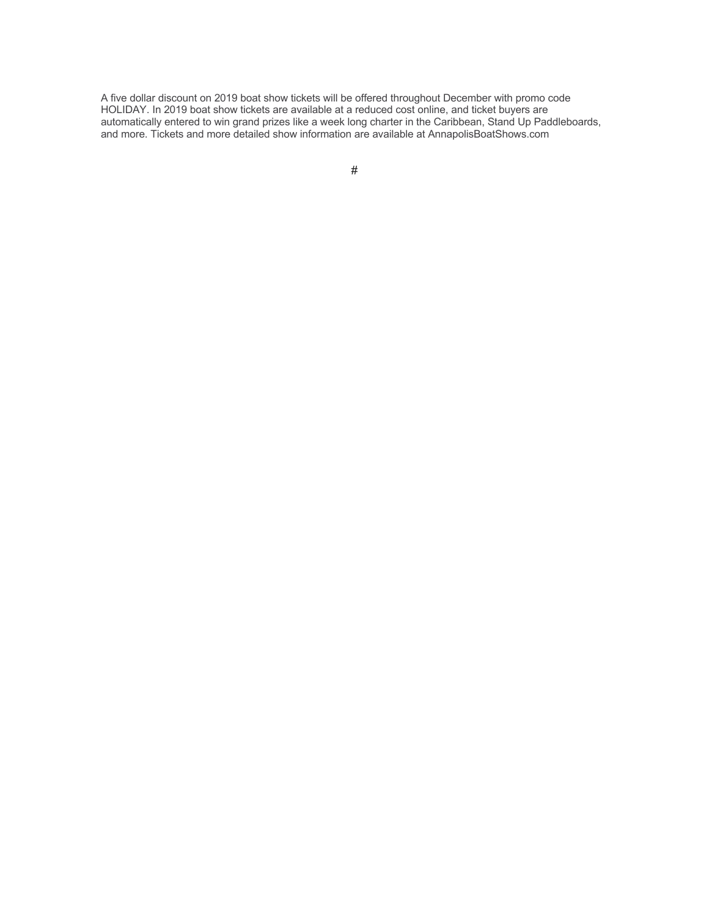A five dollar discount on 2019 boat show tickets will be offered throughout December with promo code HOLIDAY. In 2019 boat show tickets are available at a reduced cost online, and ticket buyers are automatically entered to win grand prizes like a week long charter in the Caribbean, Stand Up Paddleboards, and more. Tickets and more detailed show information are available at AnnapolisBoatShows.com

#